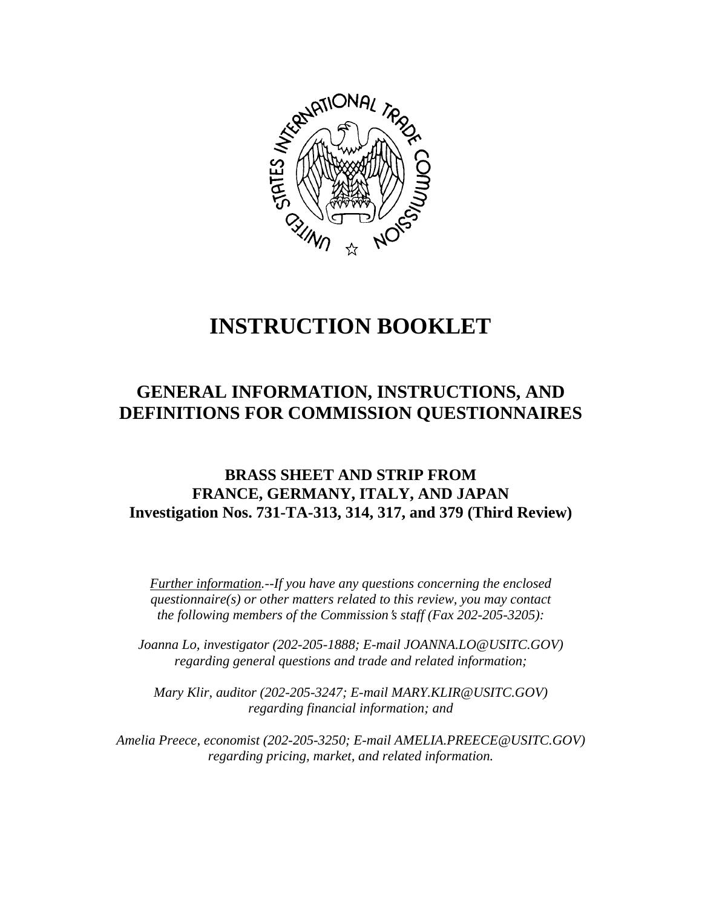# INSTRUCTION BOOKLET

## GENERAL INFORMATION, INSTRUCTIONS, AND DEFINITIONS FOR COMMISSION QUESTIONNAIRES

### BRASS SHEET AND STRIP FROM FRANCE, GERMANY, ITALY, AND JAPAN
### Investigation Nos. 731-TA-313, 314, 317, and 379 (Third Review)

*Further information.--If you have any questions concerning the enclosed questionnaire(s) or other matters related to this review, you may contact the following members of the Commission's staff (Fax 202-205-3205):*

*Joanna Lo, investigator (202-205-1888; E-mail JOANNA.LO@USITC.GOV) regarding general questions and trade and related information;*

*Mary Klir, auditor (202-205-3247; E-mail MARY.KLIR@USITC.GOV) regarding financial information; and*

*Amelia Preece, economist (202-205-3250; E-mail AMELIA.PREECE@USITC.GOV) regarding pricing, market, and related information.*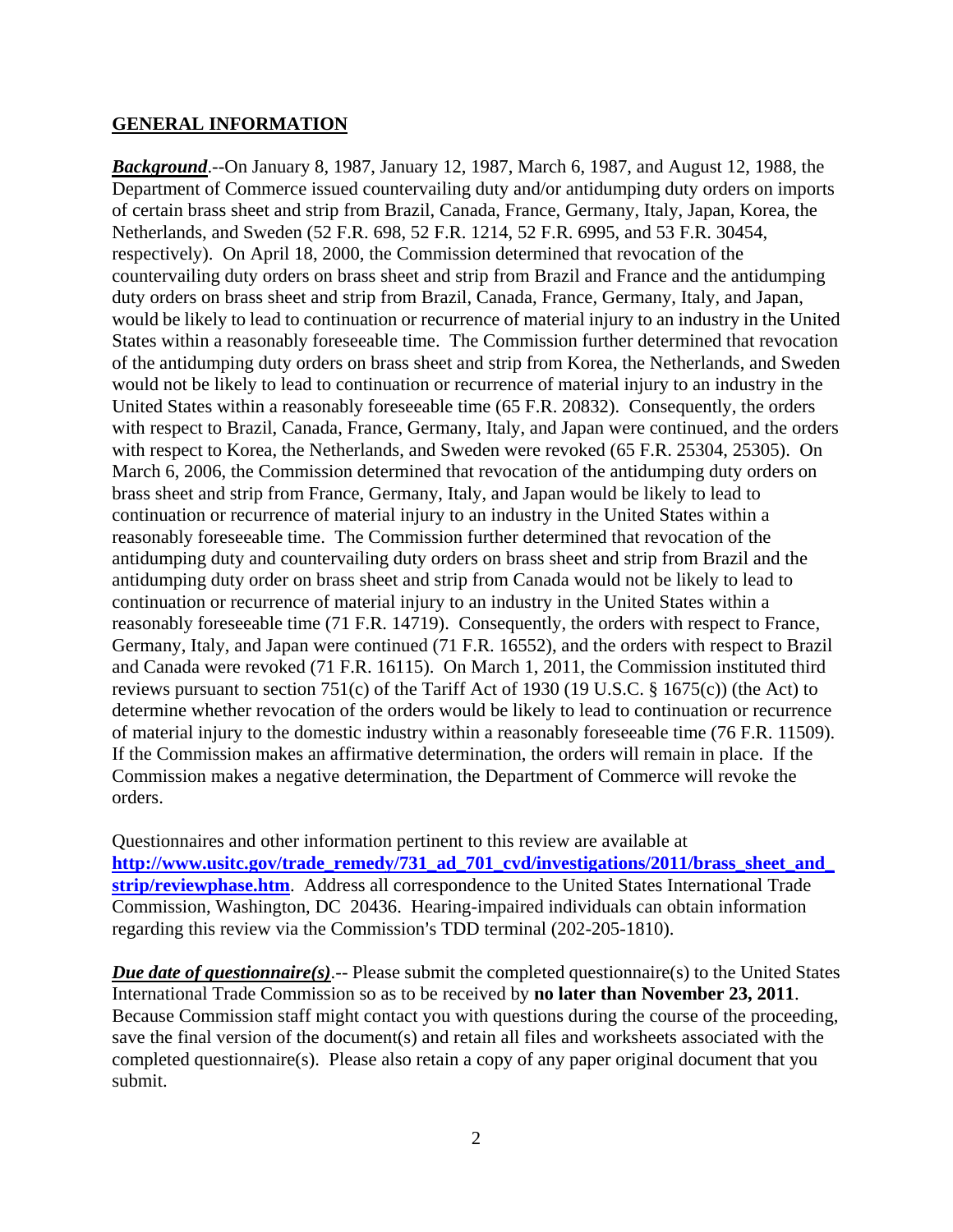## GENERAL INFORMATION

***Background***.--On January 8, 1987, January 12, 1987, March 6, 1987, and August 12, 1988, the Department of Commerce issued countervailing duty and/or antidumping duty orders on imports of certain brass sheet and strip from Brazil, Canada, France, Germany, Italy, Japan, Korea, the Netherlands, and Sweden (52 F.R. 698, 52 F.R. 1214, 52 F.R. 6995, and 53 F.R. 30454, respectively). On April 18, 2000, the Commission determined that revocation of the countervailing duty orders on brass sheet and strip from Brazil and France and the antidumping duty orders on brass sheet and strip from Brazil, Canada, France, Germany, Italy, and Japan, would be likely to lead to continuation or recurrence of material injury to an industry in the United States within a reasonably foreseeable time. The Commission further determined that revocation of the antidumping duty orders on brass sheet and strip from Korea, the Netherlands, and Sweden would not be likely to lead to continuation or recurrence of material injury to an industry in the United States within a reasonably foreseeable time (65 F.R. 20832). Consequently, the orders with respect to Brazil, Canada, France, Germany, Italy, and Japan were continued, and the orders with respect to Korea, the Netherlands, and Sweden were revoked (65 F.R. 25304, 25305). On March 6, 2006, the Commission determined that revocation of the antidumping duty orders on brass sheet and strip from France, Germany, Italy, and Japan would be likely to lead to continuation or recurrence of material injury to an industry in the United States within a reasonably foreseeable time. The Commission further determined that revocation of the antidumping duty and countervailing duty orders on brass sheet and strip from Brazil and the antidumping duty order on brass sheet and strip from Canada would not be likely to lead to continuation or recurrence of material injury to an industry in the United States within a reasonably foreseeable time (71 F.R. 14719). Consequently, the orders with respect to France, Germany, Italy, and Japan were continued (71 F.R. 16552), and the orders with respect to Brazil and Canada were revoked (71 F.R. 16115). On March 1, 2011, the Commission instituted third reviews pursuant to section 751(c) of the Tariff Act of 1930 (19 U.S.C. § 1675(c)) (the Act) to determine whether revocation of the orders would be likely to lead to continuation or recurrence of material injury to the domestic industry within a reasonably foreseeable time (76 F.R. 11509). If the Commission makes an affirmative determination, the orders will remain in place. If the Commission makes a negative determination, the Department of Commerce will revoke the orders.

Questionnaires and other information pertinent to this review are available at **http://www.usitc.gov/trade_remedy/731_ad_701_cvd/investigations/2011/brass_sheet_and_strip/reviewphase.htm**. Address all correspondence to the United States International Trade Commission, Washington, DC 20436. Hearing-impaired individuals can obtain information regarding this review via the Commission's TDD terminal (202-205-1810).

***Due date of questionnaire(s)***.-- Please submit the completed questionnaire(s) to the United States International Trade Commission so as to be received by **no later than November 23, 2011**. Because Commission staff might contact you with questions during the course of the proceeding, save the final version of the document(s) and retain all files and worksheets associated with the completed questionnaire(s). Please also retain a copy of any paper original document that you submit.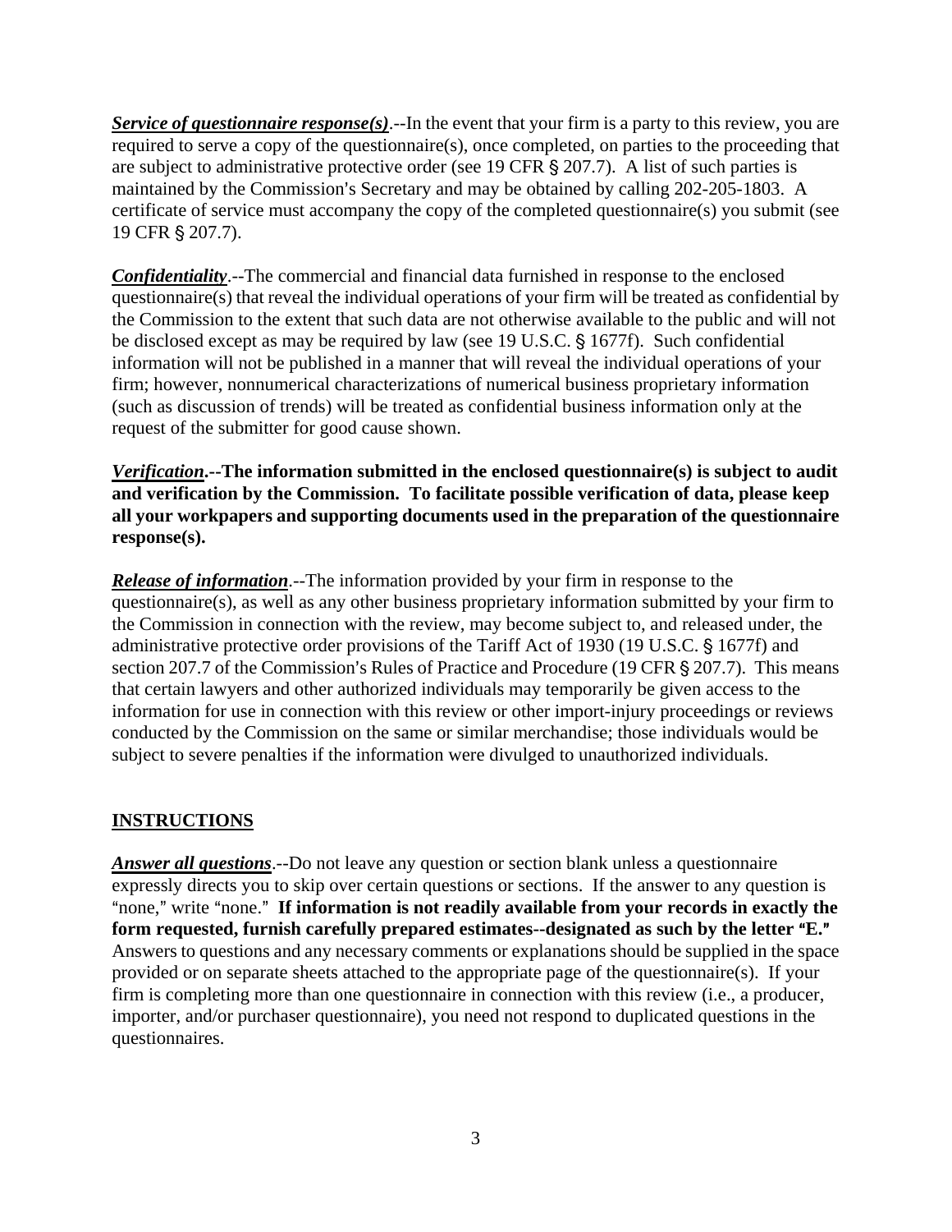***Service of questionnaire response(s)***.--In the event that your firm is a party to this review, you are required to serve a copy of the questionnaire(s), once completed, on parties to the proceeding that are subject to administrative protective order (see 19 CFR § 207.7). A list of such parties is maintained by the Commission's Secretary and may be obtained by calling 202-205-1803. A certificate of service must accompany the copy of the completed questionnaire(s) you submit (see 19 CFR § 207.7).

***Confidentiality***.--The commercial and financial data furnished in response to the enclosed questionnaire(s) that reveal the individual operations of your firm will be treated as confidential by the Commission to the extent that such data are not otherwise available to the public and will not be disclosed except as may be required by law (see 19 U.S.C. § 1677f). Such confidential information will not be published in a manner that will reveal the individual operations of your firm; however, nonnumerical characterizations of numerical business proprietary information (such as discussion of trends) will be treated as confidential business information only at the request of the submitter for good cause shown.

***Verification*.--The information submitted in the enclosed questionnaire(s) is subject to audit and verification by the Commission. To facilitate possible verification of data, please keep all your workpapers and supporting documents used in the preparation of the questionnaire response(s).**

***Release of information***.--The information provided by your firm in response to the questionnaire(s), as well as any other business proprietary information submitted by your firm to the Commission in connection with the review, may become subject to, and released under, the administrative protective order provisions of the Tariff Act of 1930 (19 U.S.C. § 1677f) and section 207.7 of the Commission's Rules of Practice and Procedure (19 CFR § 207.7). This means that certain lawyers and other authorized individuals may temporarily be given access to the information for use in connection with this review or other import-injury proceedings or reviews conducted by the Commission on the same or similar merchandise; those individuals would be subject to severe penalties if the information were divulged to unauthorized individuals.

## INSTRUCTIONS

***Answer all questions***.--Do not leave any question or section blank unless a questionnaire expressly directs you to skip over certain questions or sections. If the answer to any question is "none," write "none." **If information is not readily available from your records in exactly the form requested, furnish carefully prepared estimates--designated as such by the letter "E."** Answers to questions and any necessary comments or explanations should be supplied in the space provided or on separate sheets attached to the appropriate page of the questionnaire(s). If your firm is completing more than one questionnaire in connection with this review (i.e., a producer, importer, and/or purchaser questionnaire), you need not respond to duplicated questions in the questionnaires.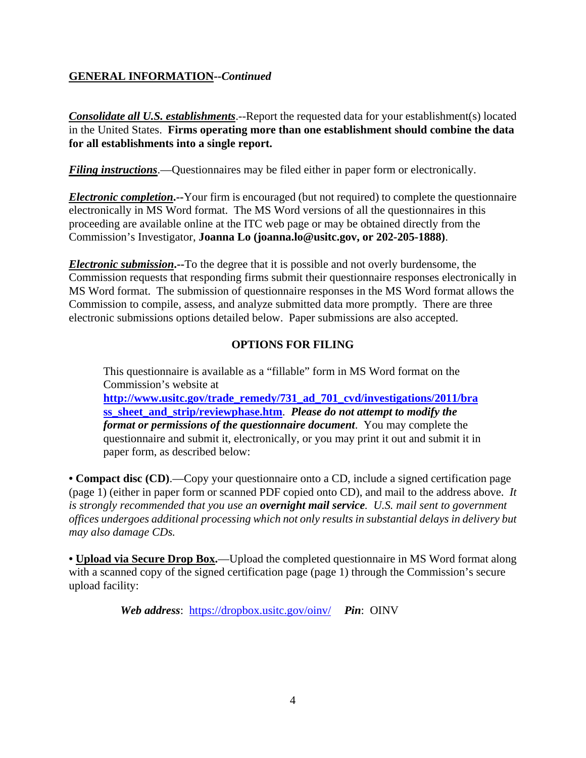**GENERAL INFORMATION**--*Continued*

***Consolidate all U.S. establishments***.--Report the requested data for your establishment(s) located in the United States. **Firms operating more than one establishment should combine the data for all establishments into a single report.**

***Filing instructions***.—Questionnaires may be filed either in paper form or electronically.

***Electronic completion*.--**Your firm is encouraged (but not required) to complete the questionnaire electronically in MS Word format. The MS Word versions of all the questionnaires in this proceeding are available online at the ITC web page or may be obtained directly from the Commission's Investigator, **Joanna Lo (joanna.lo@usitc.gov, or 202-205-1888)**.

***Electronic submission*.--**To the degree that it is possible and not overly burdensome, the Commission requests that responding firms submit their questionnaire responses electronically in MS Word format. The submission of questionnaire responses in the MS Word format allows the Commission to compile, assess, and analyze submitted data more promptly. There are three electronic submissions options detailed below. Paper submissions are also accepted.

**OPTIONS FOR FILING**

This questionnaire is available as a "fillable" form in MS Word format on the Commission's website at **http://www.usitc.gov/trade_remedy/731_ad_701_cvd/investigations/2011/brass_sheet_and_strip/reviewphase.htm**. ***Please do not attempt to modify the format or permissions of the questionnaire document***. You may complete the questionnaire and submit it, electronically, or you may print it out and submit it in paper form, as described below:

• **Compact disc (CD)**.—Copy your questionnaire onto a CD, include a signed certification page (page 1) (either in paper form or scanned PDF copied onto CD), and mail to the address above. *It is strongly recommended that you use an **overnight mail service**. U.S. mail sent to government offices undergoes additional processing which not only results in substantial delays in delivery but may also damage CDs.*

• **Upload via Secure Drop Box.**—Upload the completed questionnaire in MS Word format along with a scanned copy of the signed certification page (page 1) through the Commission's secure upload facility:

***Web address***: https://dropbox.usitc.gov/oinv/ ***Pin***: OINV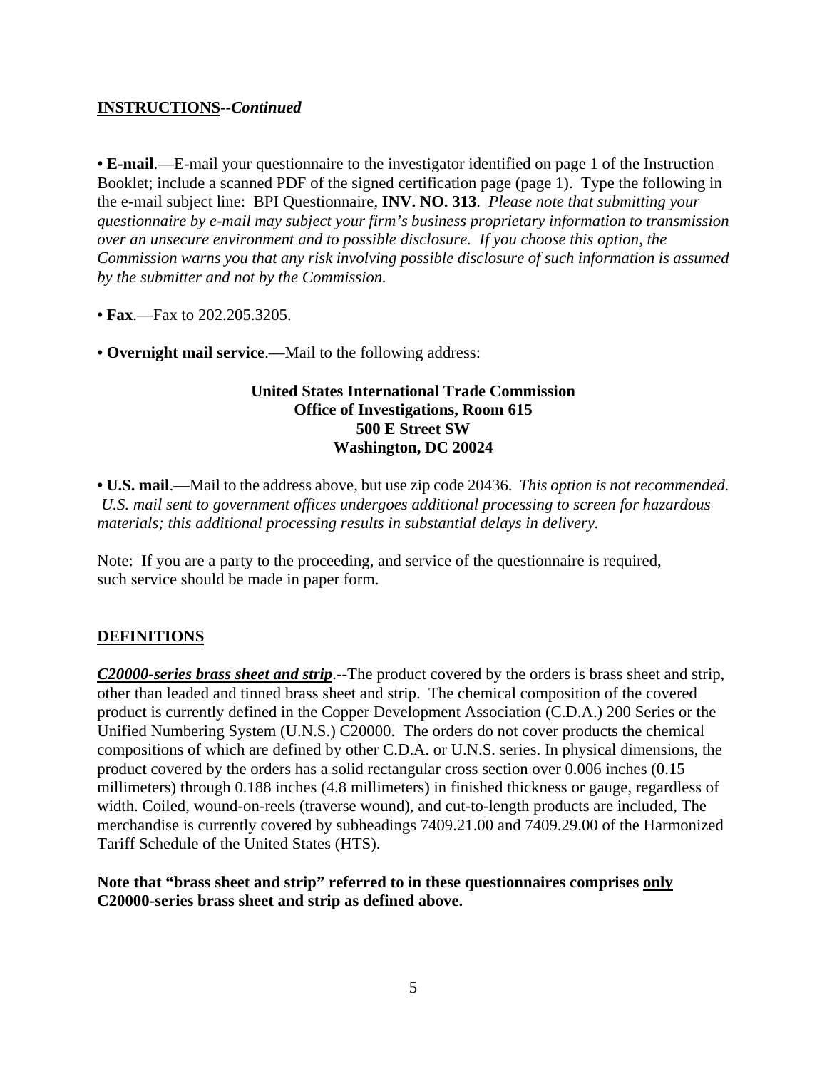**INSTRUCTIONS--*Continued***

**• E-mail**.—E-mail your questionnaire to the investigator identified on page 1 of the Instruction Booklet; include a scanned PDF of the signed certification page (page 1). Type the following in the e-mail subject line: BPI Questionnaire, **INV. NO. 313**. *Please note that submitting your questionnaire by e-mail may subject your firm's business proprietary information to transmission over an unsecure environment and to possible disclosure. If you choose this option, the Commission warns you that any risk involving possible disclosure of such information is assumed by the submitter and not by the Commission.*

**• Fax**.—Fax to 202.205.3205.

**• Overnight mail service**.—Mail to the following address:

**United States International Trade Commission**
**Office of Investigations, Room 615**
**500 E Street SW**
**Washington, DC 20024**

**• U.S. mail**.—Mail to the address above, but use zip code 20436. *This option is not recommended. U.S. mail sent to government offices undergoes additional processing to screen for hazardous materials; this additional processing results in substantial delays in delivery.*

Note: If you are a party to the proceeding, and service of the questionnaire is required, such service should be made in paper form.

**DEFINITIONS**

***C20000-series brass sheet and strip***.--The product covered by the orders is brass sheet and strip, other than leaded and tinned brass sheet and strip. The chemical composition of the covered product is currently defined in the Copper Development Association (C.D.A.) 200 Series or the Unified Numbering System (U.N.S.) C20000. The orders do not cover products the chemical compositions of which are defined by other C.D.A. or U.N.S. series. In physical dimensions, the product covered by the orders has a solid rectangular cross section over 0.006 inches (0.15 millimeters) through 0.188 inches (4.8 millimeters) in finished thickness or gauge, regardless of width. Coiled, wound-on-reels (traverse wound), and cut-to-length products are included, The merchandise is currently covered by subheadings 7409.21.00 and 7409.29.00 of the Harmonized Tariff Schedule of the United States (HTS).

**Note that "brass sheet and strip" referred to in these questionnaires comprises only C20000-series brass sheet and strip as defined above.**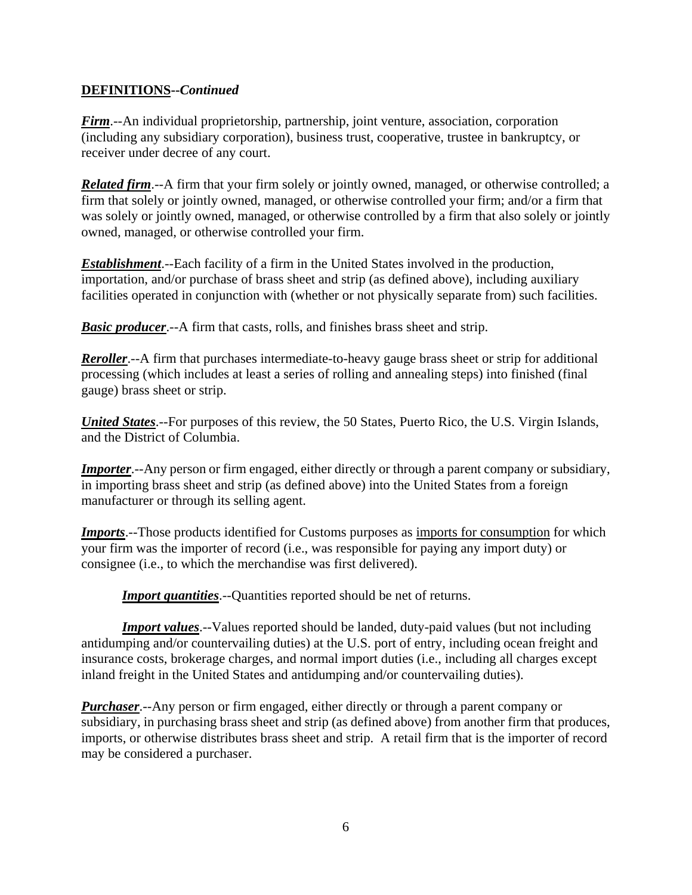**DEFINITIONS--*Continued***

***Firm***.--An individual proprietorship, partnership, joint venture, association, corporation (including any subsidiary corporation), business trust, cooperative, trustee in bankruptcy, or receiver under decree of any court.

***Related firm***.--A firm that your firm solely or jointly owned, managed, or otherwise controlled; a firm that solely or jointly owned, managed, or otherwise controlled your firm; and/or a firm that was solely or jointly owned, managed, or otherwise controlled by a firm that also solely or jointly owned, managed, or otherwise controlled your firm.

***Establishment***.--Each facility of a firm in the United States involved in the production, importation, and/or purchase of brass sheet and strip (as defined above), including auxiliary facilities operated in conjunction with (whether or not physically separate from) such facilities.

***Basic producer***.--A firm that casts, rolls, and finishes brass sheet and strip.

***Reroller***.--A firm that purchases intermediate-to-heavy gauge brass sheet or strip for additional processing (which includes at least a series of rolling and annealing steps) into finished (final gauge) brass sheet or strip.

***United States***.--For purposes of this review, the 50 States, Puerto Rico, the U.S. Virgin Islands, and the District of Columbia.

***Importer***.--Any person or firm engaged, either directly or through a parent company or subsidiary, in importing brass sheet and strip (as defined above) into the United States from a foreign manufacturer or through its selling agent.

***Imports***.--Those products identified for Customs purposes as imports for consumption for which your firm was the importer of record (i.e., was responsible for paying any import duty) or consignee (i.e., to which the merchandise was first delivered).

***Import quantities***.--Quantities reported should be net of returns.

***Import values***.--Values reported should be landed, duty-paid values (but not including antidumping and/or countervailing duties) at the U.S. port of entry, including ocean freight and insurance costs, brokerage charges, and normal import duties (i.e., including all charges except inland freight in the United States and antidumping and/or countervailing duties).

***Purchaser***.--Any person or firm engaged, either directly or through a parent company or subsidiary, in purchasing brass sheet and strip (as defined above) from another firm that produces, imports, or otherwise distributes brass sheet and strip. A retail firm that is the importer of record may be considered a purchaser.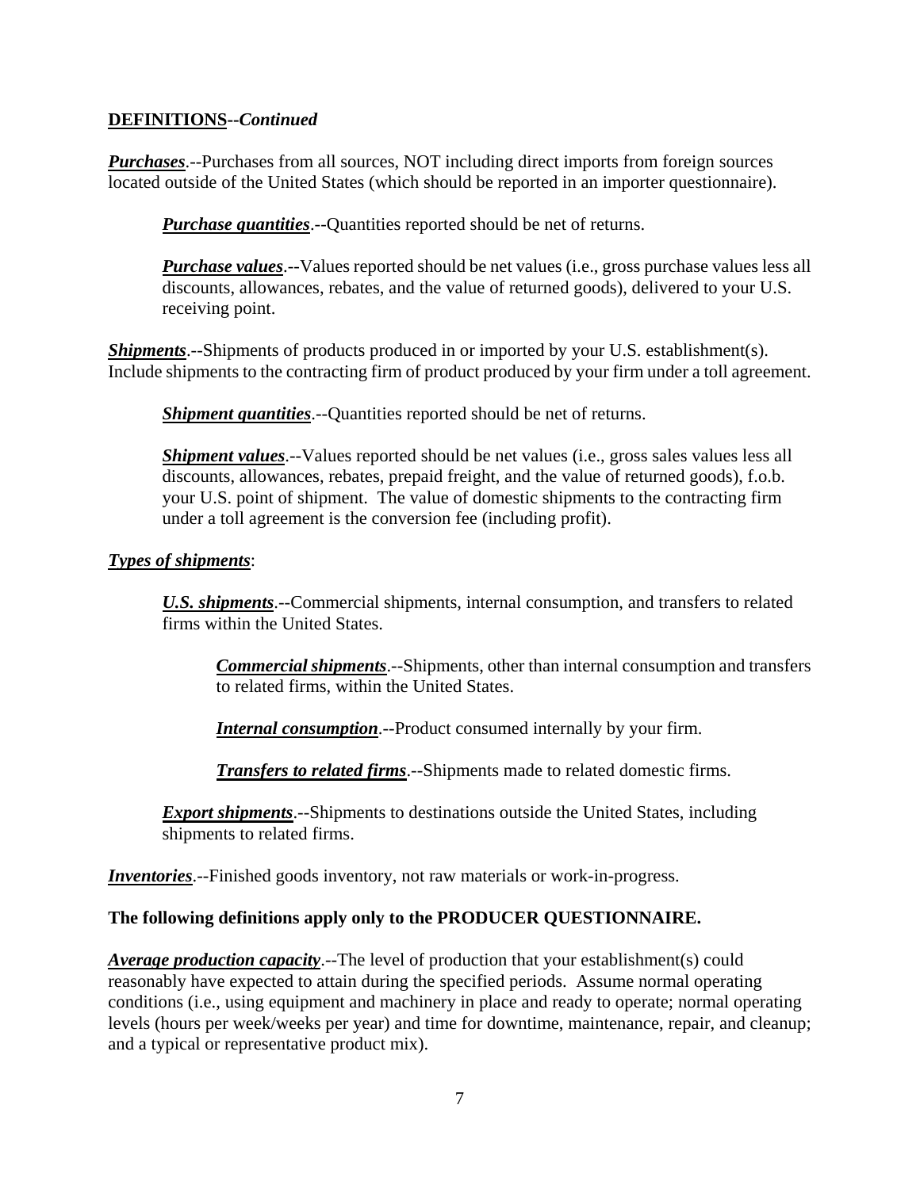**DEFINITIONS--*Continued***

***Purchases***.--Purchases from all sources, NOT including direct imports from foreign sources located outside of the United States (which should be reported in an importer questionnaire).

> ***Purchase quantities***.--Quantities reported should be net of returns.
>
> ***Purchase values***.--Values reported should be net values (i.e., gross purchase values less all discounts, allowances, rebates, and the value of returned goods), delivered to your U.S. receiving point.

***Shipments***.--Shipments of products produced in or imported by your U.S. establishment(s). Include shipments to the contracting firm of product produced by your firm under a toll agreement.

> ***Shipment quantities***.--Quantities reported should be net of returns.
>
> ***Shipment values***.--Values reported should be net values (i.e., gross sales values less all discounts, allowances, rebates, prepaid freight, and the value of returned goods), f.o.b. your U.S. point of shipment. The value of domestic shipments to the contracting firm under a toll agreement is the conversion fee (including profit).

***Types of shipments***:

> ***U.S. shipments***.--Commercial shipments, internal consumption, and transfers to related firms within the United States.
>
> > ***Commercial shipments***.--Shipments, other than internal consumption and transfers to related firms, within the United States.
> >
> > ***Internal consumption***.--Product consumed internally by your firm.
> >
> > ***Transfers to related firms***.--Shipments made to related domestic firms.
>
> ***Export shipments***.--Shipments to destinations outside the United States, including shipments to related firms.

***Inventories***.--Finished goods inventory, not raw materials or work-in-progress.

**The following definitions apply only to the PRODUCER QUESTIONNAIRE.**

***Average production capacity***.--The level of production that your establishment(s) could reasonably have expected to attain during the specified periods. Assume normal operating conditions (i.e., using equipment and machinery in place and ready to operate; normal operating levels (hours per week/weeks per year) and time for downtime, maintenance, repair, and cleanup; and a typical or representative product mix).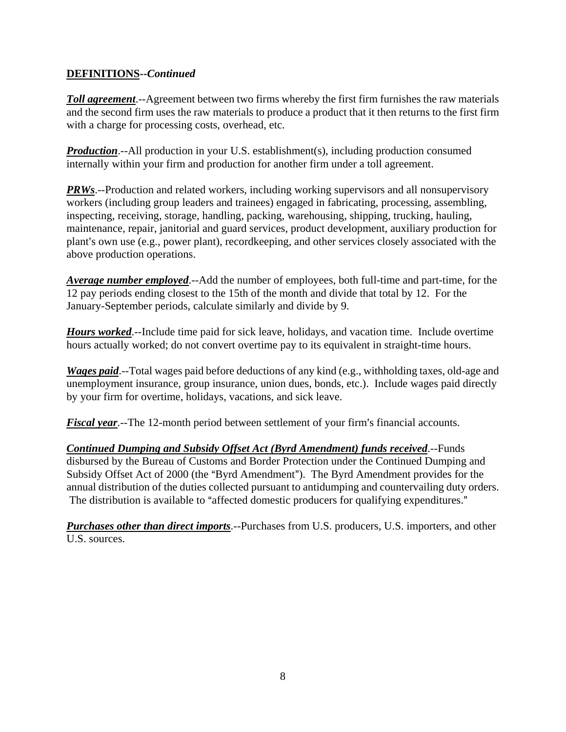**<u>DEFINITIONS</u>--*Continued***

***<u>Toll agreement</u>***.--Agreement between two firms whereby the first firm furnishes the raw materials and the second firm uses the raw materials to produce a product that it then returns to the first firm with a charge for processing costs, overhead, etc.

***<u>Production</u>***.--All production in your U.S. establishment(s), including production consumed internally within your firm and production for another firm under a toll agreement.

***<u>PRWs</u>***.--Production and related workers, including working supervisors and all nonsupervisory workers (including group leaders and trainees) engaged in fabricating, processing, assembling, inspecting, receiving, storage, handling, packing, warehousing, shipping, trucking, hauling, maintenance, repair, janitorial and guard services, product development, auxiliary production for plant's own use (e.g., power plant), recordkeeping, and other services closely associated with the above production operations.

***<u>Average number employed</u>***.--Add the number of employees, both full-time and part-time, for the 12 pay periods ending closest to the 15th of the month and divide that total by 12. For the January-September periods, calculate similarly and divide by 9.

***<u>Hours worked</u>***.--Include time paid for sick leave, holidays, and vacation time. Include overtime hours actually worked; do not convert overtime pay to its equivalent in straight-time hours.

***<u>Wages paid</u>***.--Total wages paid before deductions of any kind (e.g., withholding taxes, old-age and unemployment insurance, group insurance, union dues, bonds, etc.). Include wages paid directly by your firm for overtime, holidays, vacations, and sick leave.

***<u>Fiscal year</u>***.--The 12-month period between settlement of your firm's financial accounts.

***<u>Continued Dumping and Subsidy Offset Act (Byrd Amendment) funds received</u>***.--Funds disbursed by the Bureau of Customs and Border Protection under the Continued Dumping and Subsidy Offset Act of 2000 (the "Byrd Amendment"). The Byrd Amendment provides for the annual distribution of the duties collected pursuant to antidumping and countervailing duty orders. The distribution is available to "affected domestic producers for qualifying expenditures."

***<u>Purchases other than direct imports</u>***.--Purchases from U.S. producers, U.S. importers, and other U.S. sources.